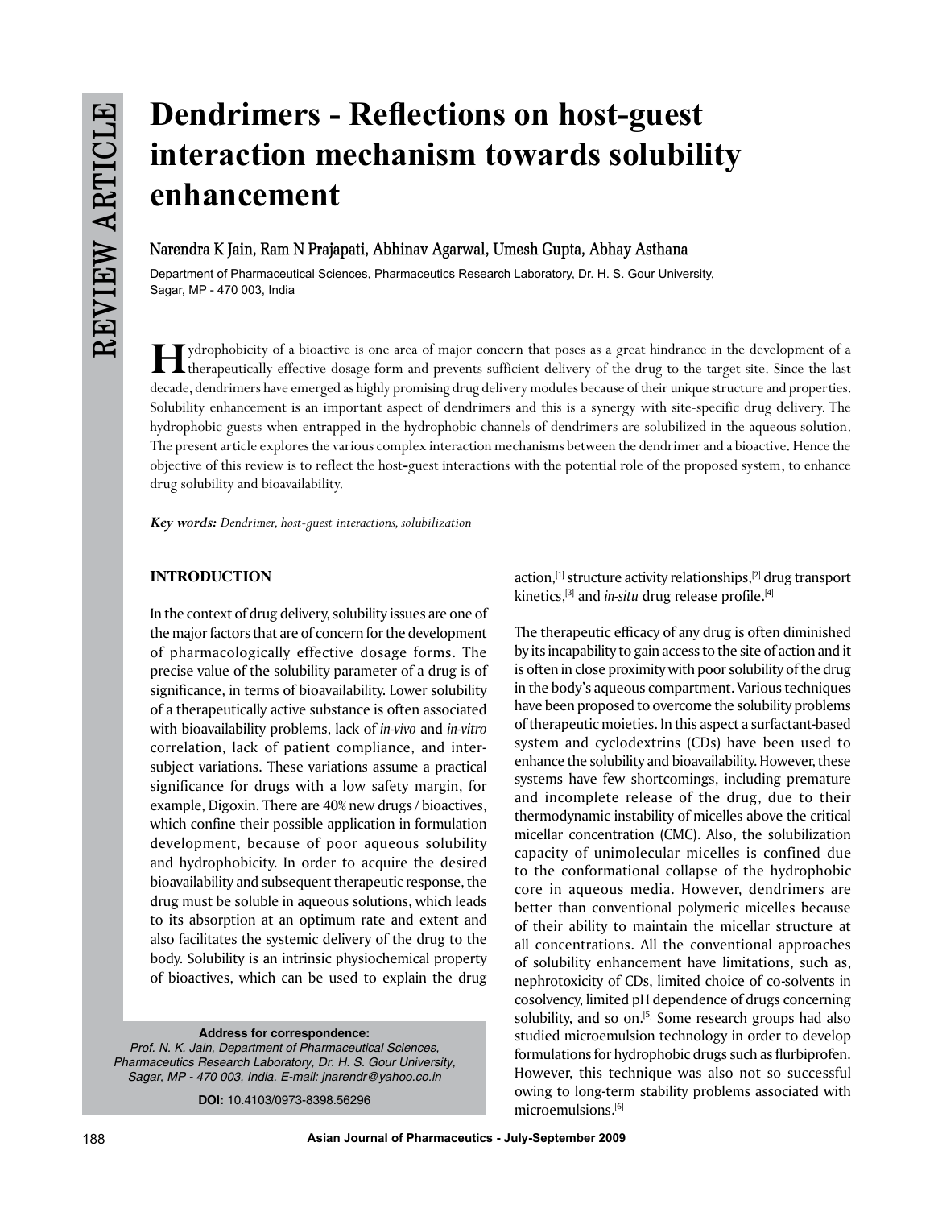# Dendrimers - Reflections on host-guest interaction mechanism towards solubility enhancement

**Narendra K Jain, Ram N Prajapati, Abhinav Agarwal, Umesh Gupta, Abhay Asthana**

Department of Pharmaceutical Sciences, Pharmaceutics Research Laboratory, Dr. H. S. Gour University, Sagar, MP - 470 003, India

Hydrophobicity of a bioactive is one area of major concern that poses as a great hindrance in the development of a therapeutically effective dosage form and prevents sufficient delivery of the drug to the target site. Since the last decade, dendrimers have emerged as highly promising drug delivery modules because of their unique structure and properties. Solubility enhancement is an important aspect of dendrimers and this is a synergy with site-specific drug delivery. The hydrophobic guests when entrapped in the hydrophobic channels of dendrimers are solubilized in the aqueous solution. The present article explores the various complex interaction mechanisms between the dendrimer and a bioactive. Hence the objective of this review is to reflect the host-guest interactions with the potential role of the proposed system, to enhance drug solubility and bioavailability.

***Key words:*** *Dendrimer, host-guest interactions, solubilization*

## INTRODUCTION

In the context of drug delivery, solubility issues are one of the major factors that are of concern for the development of pharmacologically effective dosage forms. The precise value of the solubility parameter of a drug is of significance, in terms of bioavailability. Lower solubility of a therapeutically active substance is often associated with bioavailability problems, lack of *in-vivo* and *in-vitro* correlation, lack of patient compliance, and inter-subject variations. These variations assume a practical significance for drugs with a low safety margin, for example, Digoxin. There are 40% new drugs / bioactives, which confine their possible application in formulation development, because of poor aqueous solubility and hydrophobicity. In order to acquire the desired bioavailability and subsequent therapeutic response, the drug must be soluble in aqueous solutions, which leads to its absorption at an optimum rate and extent and also facilitates the systemic delivery of the drug to the body. Solubility is an intrinsic physiochemical property of bioactives, which can be used to explain the drug action,[1] structure activity relationships,[2] drug transport kinetics,[3] and *in-situ* drug release profile.[4]

The therapeutic efficacy of any drug is often diminished by its incapability to gain access to the site of action and it is often in close proximity with poor solubility of the drug in the body's aqueous compartment. Various techniques have been proposed to overcome the solubility problems of therapeutic moieties. In this aspect a surfactant-based system and cyclodextrins (CDs) have been used to enhance the solubility and bioavailability. However, these systems have few shortcomings, including premature and incomplete release of the drug, due to their thermodynamic instability of micelles above the critical micellar concentration (CMC). Also, the solubilization capacity of unimolecular micelles is confined due to the conformational collapse of the hydrophobic core in aqueous media. However, dendrimers are better than conventional polymeric micelles because of their ability to maintain the micellar structure at all concentrations. All the conventional approaches of solubility enhancement have limitations, such as, nephrotoxicity of CDs, limited choice of co-solvents in cosolvency, limited pH dependence of drugs concerning solubility, and so on.[5] Some research groups had also studied microemulsion technology in order to develop formulations for hydrophobic drugs such as flurbiprofen. However, this technique was also not so successful owing to long-term stability problems associated with microemulsions.[6]

**Address for correspondence:**
*Prof. N. K. Jain, Department of Pharmaceutical Sciences, Pharmaceutics Research Laboratory, Dr. H. S. Gour University, Sagar, MP - 470 003, India. E-mail: jnarendr@yahoo.co.in*

**DOI:** 10.4103/0973-8398.56296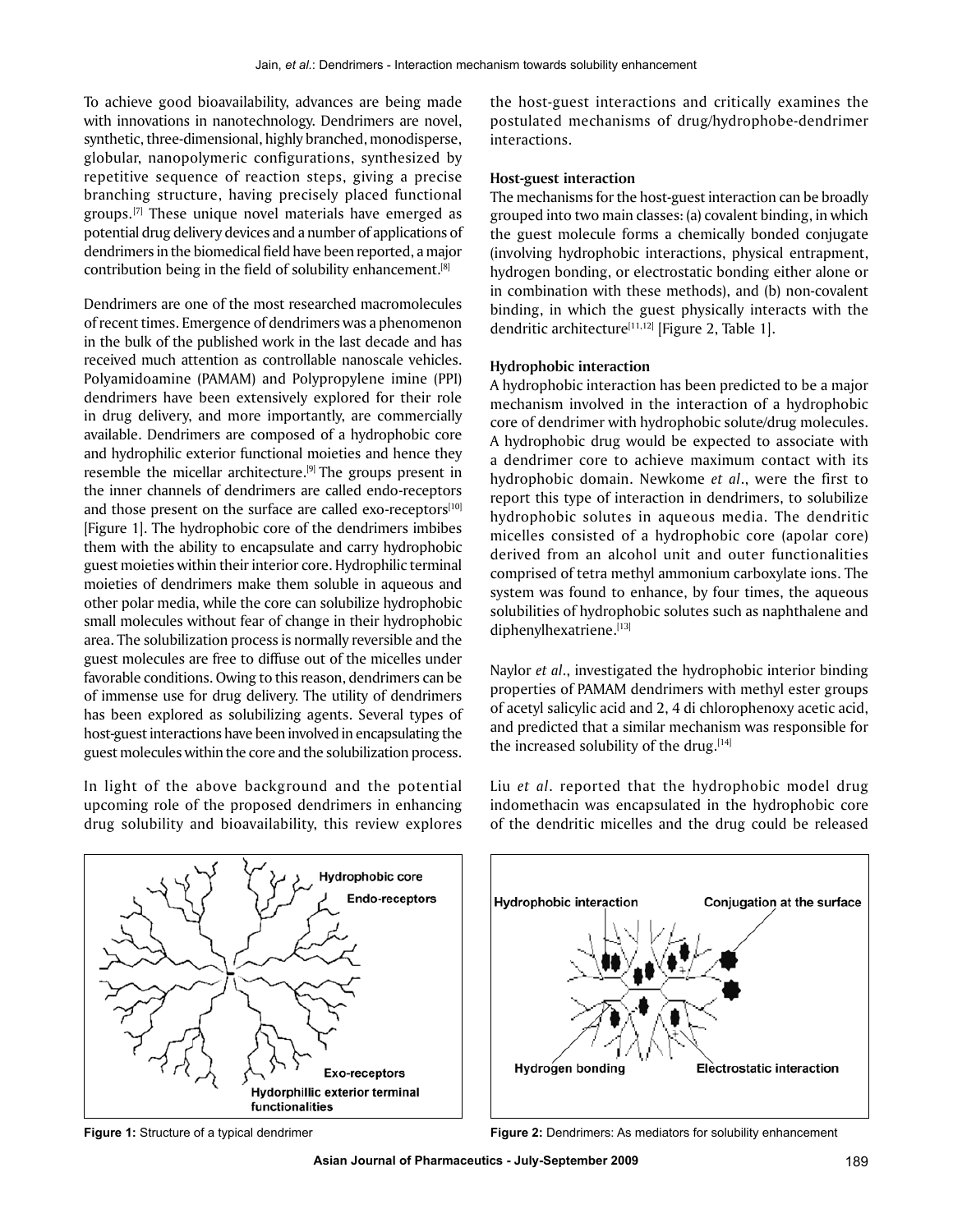To achieve good bioavailability, advances are being made with innovations in nanotechnology. Dendrimers are novel, synthetic, three-dimensional, highly branched, monodisperse, globular, nanopolymeric configurations, synthesized by repetitive sequence of reaction steps, giving a precise branching structure, having precisely placed functional groups.[7] These unique novel materials have emerged as potential drug delivery devices and a number of applications of dendrimers in the biomedical field have been reported, a major contribution being in the field of solubility enhancement.[8]

Dendrimers are one of the most researched macromolecules of recent times. Emergence of dendrimers was a phenomenon in the bulk of the published work in the last decade and has received much attention as controllable nanoscale vehicles. Polyamidoamine (PAMAM) and Polypropylene imine (PPI) dendrimers have been extensively explored for their role in drug delivery, and more importantly, are commercially available. Dendrimers are composed of a hydrophobic core and hydrophilic exterior functional moieties and hence they resemble the micellar architecture.[9] The groups present in the inner channels of dendrimers are called endo-receptors and those present on the surface are called exo-receptors[10] [Figure 1]. The hydrophobic core of the dendrimers imbibes them with the ability to encapsulate and carry hydrophobic guest moieties within their interior core. Hydrophilic terminal moieties of dendrimers make them soluble in aqueous and other polar media, while the core can solubilize hydrophobic small molecules without fear of change in their hydrophobic area. The solubilization process is normally reversible and the guest molecules are free to diffuse out of the micelles under favorable conditions. Owing to this reason, dendrimers can be of immense use for drug delivery. The utility of dendrimers has been explored as solubilizing agents. Several types of host-guest interactions have been involved in encapsulating the guest molecules within the core and the solubilization process.

In light of the above background and the potential upcoming role of the proposed dendrimers in enhancing drug solubility and bioavailability, this review explores the host-guest interactions and critically examines the postulated mechanisms of drug/hydrophobe-dendrimer interactions.

### Host-guest interaction

The mechanisms for the host-guest interaction can be broadly grouped into two main classes: (a) covalent binding, in which the guest molecule forms a chemically bonded conjugate (involving hydrophobic interactions, physical entrapment, hydrogen bonding, or electrostatic bonding either alone or in combination with these methods), and (b) non-covalent binding, in which the guest physically interacts with the dendritic architecture[11,12] [Figure 2, Table 1].

### Hydrophobic interaction

A hydrophobic interaction has been predicted to be a major mechanism involved in the interaction of a hydrophobic core of dendrimer with hydrophobic solute/drug molecules. A hydrophobic drug would be expected to associate with a dendrimer core to achieve maximum contact with its hydrophobic domain. Newkome *et al*., were the first to report this type of interaction in dendrimers, to solubilize hydrophobic solutes in aqueous media. The dendritic micelles consisted of a hydrophobic core (apolar core) derived from an alcohol unit and outer functionalities comprised of tetra methyl ammonium carboxylate ions. The system was found to enhance, by four times, the aqueous solubilities of hydrophobic solutes such as naphthalene and diphenylhexatriene.[13]

Naylor *et al*., investigated the hydrophobic interior binding properties of PAMAM dendrimers with methyl ester groups of acetyl salicylic acid and 2, 4 di chlorophenoxy acetic acid, and predicted that a similar mechanism was responsible for the increased solubility of the drug.[14]

Liu *et al*. reported that the hydrophobic model drug indomethacin was encapsulated in the hydrophobic core of the dendritic micelles and the drug could be released

**Figure 1:** Structure of a typical dendrimer

**Figure 2:** Dendrimers: As mediators for solubility enhancement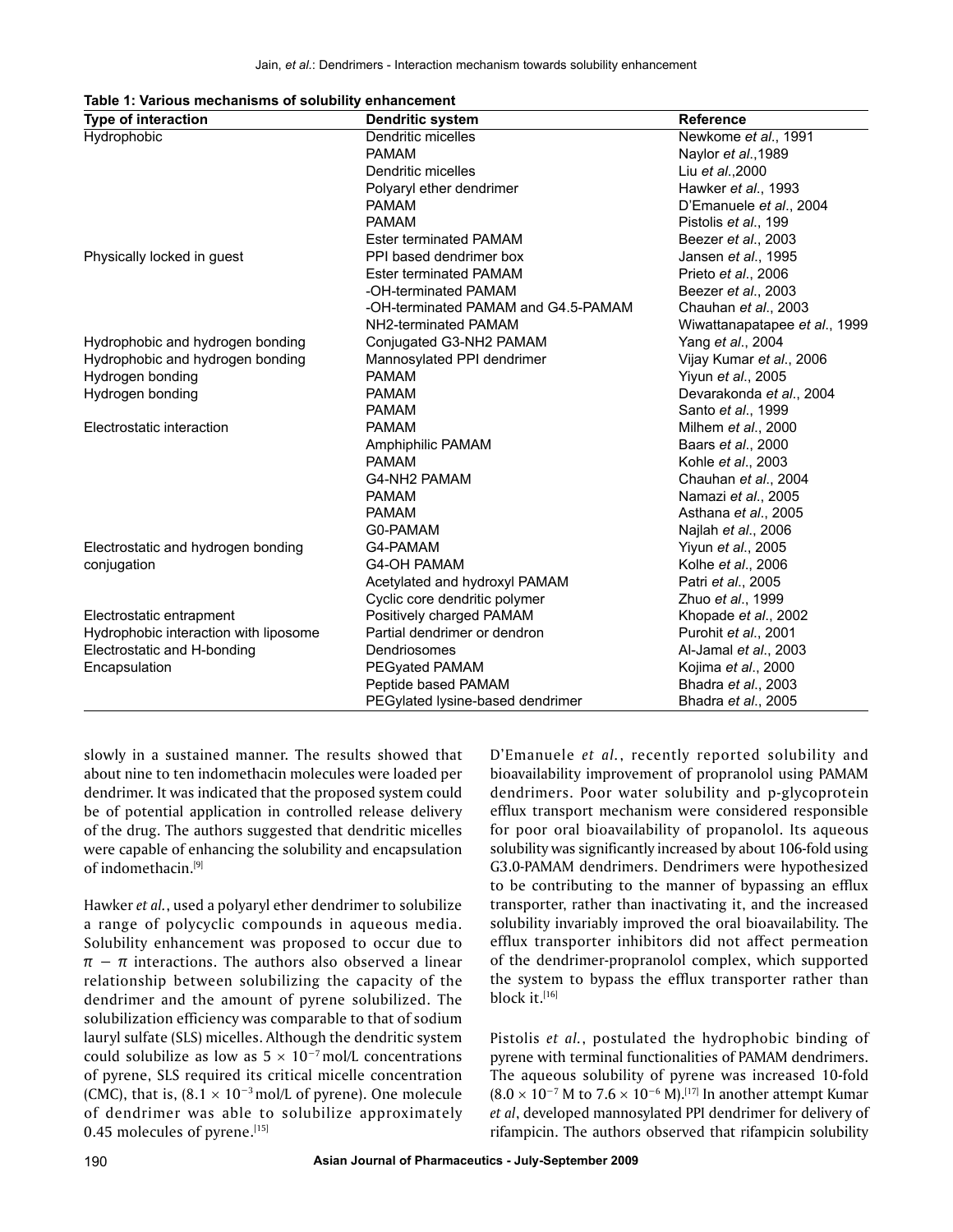**Table 1: Various mechanisms of solubility enhancement**

| Type of interaction | Dendritic system | Reference |
|---|---|---|
| Hydrophobic | Dendritic micelles | Newkome *et al*., 1991 |
| | PAMAM | Naylor *et al*.,1989 |
| | Dendritic micelles | Liu *et al*.,2000 |
| | Polyaryl ether dendrimer | Hawker *et al*., 1993 |
| | PAMAM | D'Emanuele *et al*., 2004 |
| | PAMAM | Pistolis *et al*., 199 |
| | Ester terminated PAMAM | Beezer *et al*., 2003 |
| Physically locked in guest | PPI based dendrimer box | Jansen *et al*., 1995 |
| | Ester terminated PAMAM | Prieto *et al*., 2006 |
| | -OH-terminated PAMAM | Beezer *et al*., 2003 |
| | -OH-terminated PAMAM and G4.5-PAMAM | Chauhan *et al*., 2003 |
| | NH2-terminated PAMAM | Wiwattanapatapee *et al*., 1999 |
| Hydrophobic and hydrogen bonding | Conjugated G3-NH2 PAMAM | Yang *et al*., 2004 |
| Hydrophobic and hydrogen bonding | Mannosylated PPI dendrimer | Vijay Kumar *et al*., 2006 |
| Hydrogen bonding | PAMAM | Yiyun *et al*., 2005 |
| Hydrogen bonding | PAMAM | Devarakonda *et al*., 2004 |
| | PAMAM | Santo *et al*., 1999 |
| Electrostatic interaction | PAMAM | Milhem *et al*., 2000 |
| | Amphiphilic PAMAM | Baars *et al*., 2000 |
| | PAMAM | Kohle *et al*., 2003 |
| | G4-NH2 PAMAM | Chauhan *et al*., 2004 |
| | PAMAM | Namazi *et al*., 2005 |
| | PAMAM | Asthana *et al*., 2005 |
| | G0-PAMAM | Najlah *et al*., 2006 |
| Electrostatic and hydrogen bonding | G4-PAMAM | Yiyun *et al*., 2005 |
| conjugation | G4-OH PAMAM | Kolhe *et al*., 2006 |
| | Acetylated and hydroxyl PAMAM | Patri *et al*., 2005 |
| | Cyclic core dendritic polymer | Zhuo *et al*., 1999 |
| Electrostatic entrapment | Positively charged PAMAM | Khopade *et al*., 2002 |
| Hydrophobic interaction with liposome | Partial dendrimer or dendron | Purohit *et al*., 2001 |
| Electrostatic and H-bonding | Dendriosomes | Al-Jamal *et al*., 2003 |
| Encapsulation | PEGyated PAMAM | Kojima *et al*., 2000 |
| | Peptide based PAMAM | Bhadra *et al*., 2003 |
| | PEGylated lysine-based dendrimer | Bhadra *et al*., 2005 |

slowly in a sustained manner. The results showed that about nine to ten indomethacin molecules were loaded per dendrimer. It was indicated that the proposed system could be of potential application in controlled release delivery of the drug. The authors suggested that dendritic micelles were capable of enhancing the solubility and encapsulation of indomethacin.[9]

Hawker *et al.*, used a polyaryl ether dendrimer to solubilize a range of polycyclic compounds in aqueous media. Solubility enhancement was proposed to occur due to $\pi - \pi$ interactions. The authors also observed a linear relationship between solubilizing the capacity of the dendrimer and the amount of pyrene solubilized. The solubilization efficiency was comparable to that of sodium lauryl sulfate (SLS) micelles. Although the dendritic system could solubilize as low as $5 \times 10^{-7}$ mol/L concentrations of pyrene, SLS required its critical micelle concentration (CMC), that is, ($8.1 \times 10^{-3}$ mol/L of pyrene). One molecule of dendrimer was able to solubilize approximately 0.45 molecules of pyrene.[15]

D'Emanuele *et al.*, recently reported solubility and bioavailability improvement of propranolol using PAMAM dendrimers. Poor water solubility and p-glycoprotein efflux transport mechanism were considered responsible for poor oral bioavailability of propanolol. Its aqueous solubility was significantly increased by about 106-fold using G3.0-PAMAM dendrimers. Dendrimers were hypothesized to be contributing to the manner of bypassing an efflux transporter, rather than inactivating it, and the increased solubility invariably improved the oral bioavailability. The efflux transporter inhibitors did not affect permeation of the dendrimer-propranolol complex, which supported the system to bypass the efflux transporter rather than block it.[16]

Pistolis *et al.*, postulated the hydrophobic binding of pyrene with terminal functionalities of PAMAM dendrimers. The aqueous solubility of pyrene was increased 10-fold ($8.0 \times 10^{-7}$ M to $7.6 \times 10^{-6}$ M).[17] In another attempt Kumar *et al*, developed mannosylated PPI dendrimer for delivery of rifampicin. The authors observed that rifampicin solubility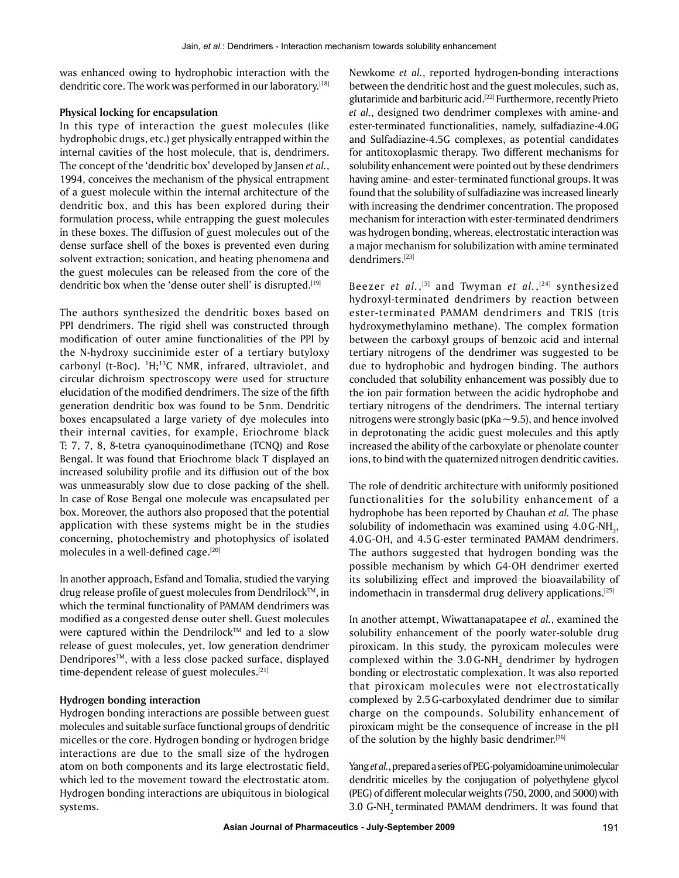was enhanced owing to hydrophobic interaction with the dendritic core. The work was performed in our laboratory.[18]

### Physical locking for encapsulation

In this type of interaction the guest molecules (like hydrophobic drugs, etc.) get physically entrapped within the internal cavities of the host molecule, that is, dendrimers. The concept of the 'dendritic box' developed by Jansen *et al.*, 1994, conceives the mechanism of the physical entrapment of a guest molecule within the internal architecture of the dendritic box, and this has been explored during their formulation process, while entrapping the guest molecules in these boxes. The diffusion of guest molecules out of the dense surface shell of the boxes is prevented even during solvent extraction; sonication, and heating phenomena and the guest molecules can be released from the core of the dendritic box when the 'dense outer shell' is disrupted.[19]

The authors synthesized the dendritic boxes based on PPI dendrimers. The rigid shell was constructed through modification of outer amine functionalities of the PPI by the N-hydroxy succinimide ester of a tertiary butyloxy carbonyl (t-Boc). $^{1}H$;$^{13}C$ NMR, infrared, ultraviolet, and circular dichroism spectroscopy were used for structure elucidation of the modified dendrimers. The size of the fifth generation dendritic box was found to be 5 nm. Dendritic boxes encapsulated a large variety of dye molecules into their internal cavities, for example, Eriochrome black T; 7, 7, 8, 8-tetra cyanoquinodimethane (TCNQ) and Rose Bengal. It was found that Eriochrome black T displayed an increased solubility profile and its diffusion out of the box was unmeasurably slow due to close packing of the shell. In case of Rose Bengal one molecule was encapsulated per box. Moreover, the authors also proposed that the potential application with these systems might be in the studies concerning, photochemistry and photophysics of isolated molecules in a well-defined cage.[20]

In another approach, Esfand and Tomalia, studied the varying drug release profile of guest molecules from Dendrilock™, in which the terminal functionality of PAMAM dendrimers was modified as a congested dense outer shell. Guest molecules were captured within the Dendrilock™ and led to a slow release of guest molecules, yet, low generation dendrimer Dendripores™, with a less close packed surface, displayed time-dependent release of guest molecules.[21]

### Hydrogen bonding interaction

Hydrogen bonding interactions are possible between guest molecules and suitable surface functional groups of dendritic micelles or the core. Hydrogen bonding or hydrogen bridge interactions are due to the small size of the hydrogen atom on both components and its large electrostatic field, which led to the movement toward the electrostatic atom. Hydrogen bonding interactions are ubiquitous in biological systems.

Newkome *et al.*, reported hydrogen-bonding interactions between the dendritic host and the guest molecules, such as, glutarimide and barbituric acid.[22] Furthermore, recently Prieto *et al.*, designed two dendrimer complexes with amine- and ester-terminated functionalities, namely, sulfadiazine-4.0G and Sulfadiazine-4.5G complexes, as potential candidates for antitoxoplasmic therapy. Two different mechanisms for solubility enhancement were pointed out by these dendrimers having amine- and ester-terminated functional groups. It was found that the solubility of sulfadiazine was increased linearly with increasing the dendrimer concentration. The proposed mechanism for interaction with ester-terminated dendrimers was hydrogen bonding, whereas, electrostatic interaction was a major mechanism for solubilization with amine terminated dendrimers.[23]

Beezer *et al.*,[5] and Twyman *et al.*,[24] synthesized hydroxyl-terminated dendrimers by reaction between ester-terminated PAMAM dendrimers and TRIS (tris hydroxymethylamino methane). The complex formation between the carboxyl groups of benzoic acid and internal tertiary nitrogens of the dendrimer was suggested to be due to hydrophobic and hydrogen binding. The authors concluded that solubility enhancement was possibly due to the ion pair formation between the acidic hydrophobe and tertiary nitrogens of the dendrimers. The internal tertiary nitrogens were strongly basic (pKa ~9.5), and hence involved in deprotonating the acidic guest molecules and this aptly increased the ability of the carboxylate or phenolate counter ions, to bind with the quaternized nitrogen dendritic cavities.

The role of dendritic architecture with uniformly positioned functionalities for the solubility enhancement of a hydrophobe has been reported by Chauhan *et al.* The phase solubility of indomethacin was examined using 4.0 G-$NH_2$, 4.0 G-OH, and 4.5 G-ester terminated PAMAM dendrimers. The authors suggested that hydrogen bonding was the possible mechanism by which G4-OH dendrimer exerted its solubilizing effect and improved the bioavailability of indomethacin in transdermal drug delivery applications.[25]

In another attempt, Wiwattanapatapee *et al.*, examined the solubility enhancement of the poorly water-soluble drug piroxicam. In this study, the pyroxicam molecules were complexed within the 3.0 G-$NH_2$ dendrimer by hydrogen bonding or electrostatic complexation. It was also reported that piroxicam molecules were not electrostatically complexed by 2.5 G-carboxylated dendrimer due to similar charge on the compounds. Solubility enhancement of piroxicam might be the consequence of increase in the pH of the solution by the highly basic dendrimer.[26]

Yang *et al.*, prepared a series of PEG-polyamidoamine unimolecular dendritic micelles by the conjugation of polyethylene glycol (PEG) of different molecular weights (750, 2000, and 5000) with 3.0 G-$NH_2$ terminated PAMAM dendrimers. It was found that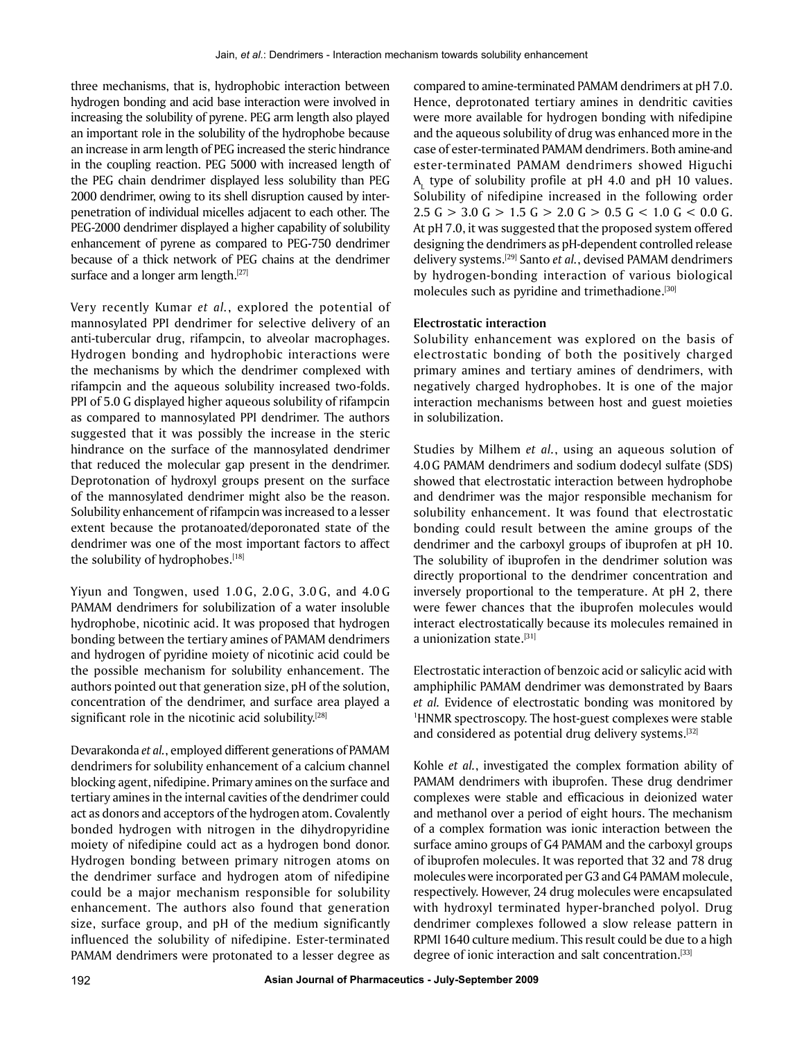three mechanisms, that is, hydrophobic interaction between hydrogen bonding and acid base interaction were involved in increasing the solubility of pyrene. PEG arm length also played an important role in the solubility of the hydrophobe because an increase in arm length of PEG increased the steric hindrance in the coupling reaction. PEG 5000 with increased length of the PEG chain dendrimer displayed less solubility than PEG 2000 dendrimer, owing to its shell disruption caused by inter-penetration of individual micelles adjacent to each other. The PEG-2000 dendrimer displayed a higher capability of solubility enhancement of pyrene as compared to PEG-750 dendrimer because of a thick network of PEG chains at the dendrimer surface and a longer arm length.[27]

Very recently Kumar *et al.*, explored the potential of mannosylated PPI dendrimer for selective delivery of an anti-tubercular drug, rifampcin, to alveolar macrophages. Hydrogen bonding and hydrophobic interactions were the mechanisms by which the dendrimer complexed with rifampcin and the aqueous solubility increased two-folds. PPI of 5.0 G displayed higher aqueous solubility of rifampcin as compared to mannosylated PPI dendrimer. The authors suggested that it was possibly the increase in the steric hindrance on the surface of the mannosylated dendrimer that reduced the molecular gap present in the dendrimer. Deprotonation of hydroxyl groups present on the surface of the mannosylated dendrimer might also be the reason. Solubility enhancement of rifampcin was increased to a lesser extent because the protanoated/deporonated state of the dendrimer was one of the most important factors to affect the solubility of hydrophobes.[18]

Yiyun and Tongwen, used 1.0 G, 2.0 G, 3.0 G, and 4.0 G PAMAM dendrimers for solubilization of a water insoluble hydrophobe, nicotinic acid. It was proposed that hydrogen bonding between the tertiary amines of PAMAM dendrimers and hydrogen of pyridine moiety of nicotinic acid could be the possible mechanism for solubility enhancement. The authors pointed out that generation size, pH of the solution, concentration of the dendrimer, and surface area played a significant role in the nicotinic acid solubility.[28]

Devarakonda *et al.*, employed different generations of PAMAM dendrimers for solubility enhancement of a calcium channel blocking agent, nifedipine. Primary amines on the surface and tertiary amines in the internal cavities of the dendrimer could act as donors and acceptors of the hydrogen atom. Covalently bonded hydrogen with nitrogen in the dihydropyridine moiety of nifedipine could act as a hydrogen bond donor. Hydrogen bonding between primary nitrogen atoms on the dendrimer surface and hydrogen atom of nifedipine could be a major mechanism responsible for solubility enhancement. The authors also found that generation size, surface group, and pH of the medium significantly influenced the solubility of nifedipine. Ester-terminated PAMAM dendrimers were protonated to a lesser degree as compared to amine-terminated PAMAM dendrimers at pH 7.0. Hence, deprotonated tertiary amines in dendritic cavities were more available for hydrogen bonding with nifedipine and the aqueous solubility of drug was enhanced more in the case of ester-terminated PAMAM dendrimers. Both amine-and ester-terminated PAMAM dendrimers showed Higuchi $A_L$ type of solubility profile at pH 4.0 and pH 10 values. Solubility of nifedipine increased in the following order 2.5 G > 3.0 G > 1.5 G > 2.0 G > 0.5 G < 1.0 G < 0.0 G. At pH 7.0, it was suggested that the proposed system offered designing the dendrimers as pH-dependent controlled release delivery systems.[29] Santo *et al.*, devised PAMAM dendrimers by hydrogen-bonding interaction of various biological molecules such as pyridine and trimethadione.[30]

**Electrostatic interaction**

Solubility enhancement was explored on the basis of electrostatic bonding of both the positively charged primary amines and tertiary amines of dendrimers, with negatively charged hydrophobes. It is one of the major interaction mechanisms between host and guest moieties in solubilization.

Studies by Milhem *et al.*, using an aqueous solution of 4.0 G PAMAM dendrimers and sodium dodecyl sulfate (SDS) showed that electrostatic interaction between hydrophobe and dendrimer was the major responsible mechanism for solubility enhancement. It was found that electrostatic bonding could result between the amine groups of the dendrimer and the carboxyl groups of ibuprofen at pH 10. The solubility of ibuprofen in the dendrimer solution was directly proportional to the dendrimer concentration and inversely proportional to the temperature. At pH 2, there were fewer chances that the ibuprofen molecules would interact electrostatically because its molecules remained in a unionization state.[31]

Electrostatic interaction of benzoic acid or salicylic acid with amphiphilic PAMAM dendrimer was demonstrated by Baars *et al.* Evidence of electrostatic bonding was monitored by $^1$HNMR spectroscopy. The host-guest complexes were stable and considered as potential drug delivery systems.[32]

Kohle *et al.*, investigated the complex formation ability of PAMAM dendrimers with ibuprofen. These drug dendrimer complexes were stable and efficacious in deionized water and methanol over a period of eight hours. The mechanism of a complex formation was ionic interaction between the surface amino groups of G4 PAMAM and the carboxyl groups of ibuprofen molecules. It was reported that 32 and 78 drug molecules were incorporated per G3 and G4 PAMAM molecule, respectively. However, 24 drug molecules were encapsulated with hydroxyl terminated hyper-branched polyol. Drug dendrimer complexes followed a slow release pattern in RPMI 1640 culture medium. This result could be due to a high degree of ionic interaction and salt concentration.[33]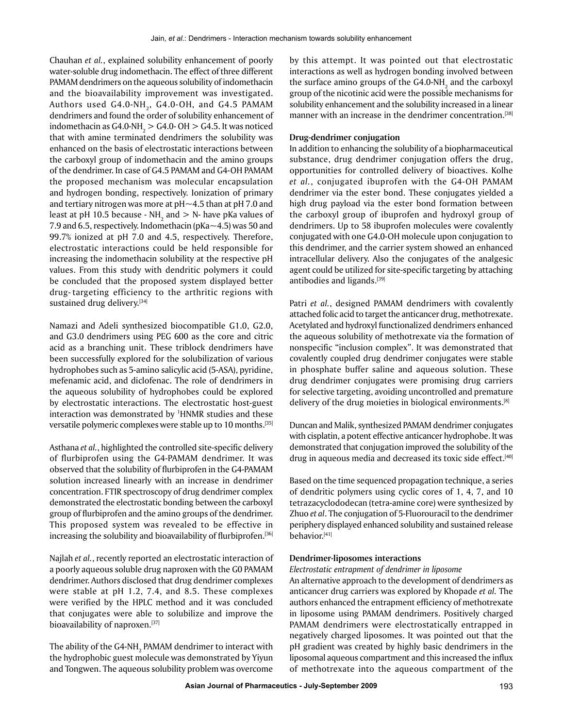Chauhan *et al.*, explained solubility enhancement of poorly water-soluble drug indomethacin. The effect of three different PAMAM dendrimers on the aqueous solubility of indomethacin and the bioavailability improvement was investigated. Authors used G4.0-$NH_2$, G4.0-OH, and G4.5 PAMAM dendrimers and found the order of solubility enhancement of indomethacin as G4.0-$NH_2$ > G4.0- OH > G4.5. It was noticed that with amine terminated dendrimers the solubility was enhanced on the basis of electrostatic interactions between the carboxyl group of indomethacin and the amino groups of the dendrimer. In case of G4.5 PAMAM and G4-OH PAMAM the proposed mechanism was molecular encapsulation and hydrogen bonding, respectively. Ionization of primary and tertiary nitrogen was more at pH~4.5 than at pH 7.0 and least at pH 10.5 because - $NH_2$ and > N- have pKa values of 7.9 and 6.5, respectively. Indomethacin (pKa~4.5) was 50 and 99.7% ionized at pH 7.0 and 4.5, respectively. Therefore, electrostatic interactions could be held responsible for increasing the indomethacin solubility at the respective pH values. From this study with dendritic polymers it could be concluded that the proposed system displayed better drug- targeting efficiency to the arthritic regions with sustained drug delivery.[34]

Namazi and Adeli synthesized biocompatible G1.0, G2.0, and G3.0 dendrimers using PEG 600 as the core and citric acid as a branching unit. These triblock dendrimers have been successfully explored for the solubilization of various hydrophobes such as 5-amino salicylic acid (5-ASA), pyridine, mefenamic acid, and diclofenac. The role of dendrimers in the aqueous solubility of hydrophobes could be explored by electrostatic interactions. The electrostatic host-guest interaction was demonstrated by $^1$HNMR studies and these versatile polymeric complexes were stable up to 10 months.[35]

Asthana *et al.*, highlighted the controlled site-specific delivery of flurbiprofen using the G4-PAMAM dendrimer. It was observed that the solubility of flurbiprofen in the G4-PAMAM solution increased linearly with an increase in dendrimer concentration. FTIR spectroscopy of drug dendrimer complex demonstrated the electrostatic bonding between the carboxyl group of flurbiprofen and the amino groups of the dendrimer. This proposed system was revealed to be effective in increasing the solubility and bioavailability of flurbiprofen.[36]

Najlah *et al.*, recently reported an electrostatic interaction of a poorly aqueous soluble drug naproxen with the G0 PAMAM dendrimer. Authors disclosed that drug dendrimer complexes were stable at pH 1.2, 7.4, and 8.5. These complexes were verified by the HPLC method and it was concluded that conjugates were able to solubilize and improve the bioavailability of naproxen.[37]

The ability of the G4-$NH_2$ PAMAM dendrimer to interact with the hydrophobic guest molecule was demonstrated by Yiyun and Tongwen. The aqueous solubility problem was overcome by this attempt. It was pointed out that electrostatic interactions as well as hydrogen bonding involved between the surface amino groups of the G4.0-$NH_2$ and the carboxyl group of the nicotinic acid were the possible mechanisms for solubility enhancement and the solubility increased in a linear manner with an increase in the dendrimer concentration.[38]

### Drug-dendrimer conjugation

In addition to enhancing the solubility of a biopharmaceutical substance, drug dendrimer conjugation offers the drug, opportunities for controlled delivery of bioactives. Kolhe *et al.*, conjugated ibuprofen with the G4-OH PAMAM dendrimer via the ester bond. These conjugates yielded a high drug payload via the ester bond formation between the carboxyl group of ibuprofen and hydroxyl group of dendrimers. Up to 58 ibuprofen molecules were covalently conjugated with one G4.0-OH molecule upon conjugation to this dendrimer, and the carrier system showed an enhanced intracellular delivery. Also the conjugates of the analgesic agent could be utilized for site-specific targeting by attaching antibodies and ligands.[39]

Patri *et al.*, designed PAMAM dendrimers with covalently attached folic acid to target the anticancer drug, methotrexate. Acetylated and hydroxyl functionalized dendrimers enhanced the aqueous solubility of methotrexate via the formation of nonspecific "inclusion complex". It was demonstrated that covalently coupled drug dendrimer conjugates were stable in phosphate buffer saline and aqueous solution. These drug dendrimer conjugates were promising drug carriers for selective targeting, avoiding uncontrolled and premature delivery of the drug moieties in biological environments.[8]

Duncan and Malik, synthesized PAMAM dendrimer conjugates with cisplatin, a potent effective anticancer hydrophobe. It was demonstrated that conjugation improved the solubility of the drug in aqueous media and decreased its toxic side effect.[40]

Based on the time sequenced propagation technique, a series of dendritic polymers using cyclic cores of 1, 4, 7, and 10 tetrazacyclododecan (tetra-amine core) were synthesized by Zhuo *et al*. The conjugation of 5-Fluorouracil to the dendrimer periphery displayed enhanced solubility and sustained release behavior.[41]

### Dendrimer-liposomes interactions

#### *Electrostatic entrapment of dendrimer in liposome*

An alternative approach to the development of dendrimers as anticancer drug carriers was explored by Khopade *et al.* The authors enhanced the entrapment efficiency of methotrexate in liposome using PAMAM dendrimers. Positively charged PAMAM dendrimers were electrostatically entrapped in negatively charged liposomes. It was pointed out that the pH gradient was created by highly basic dendrimers in the liposomal aqueous compartment and this increased the influx of methotrexate into the aqueous compartment of the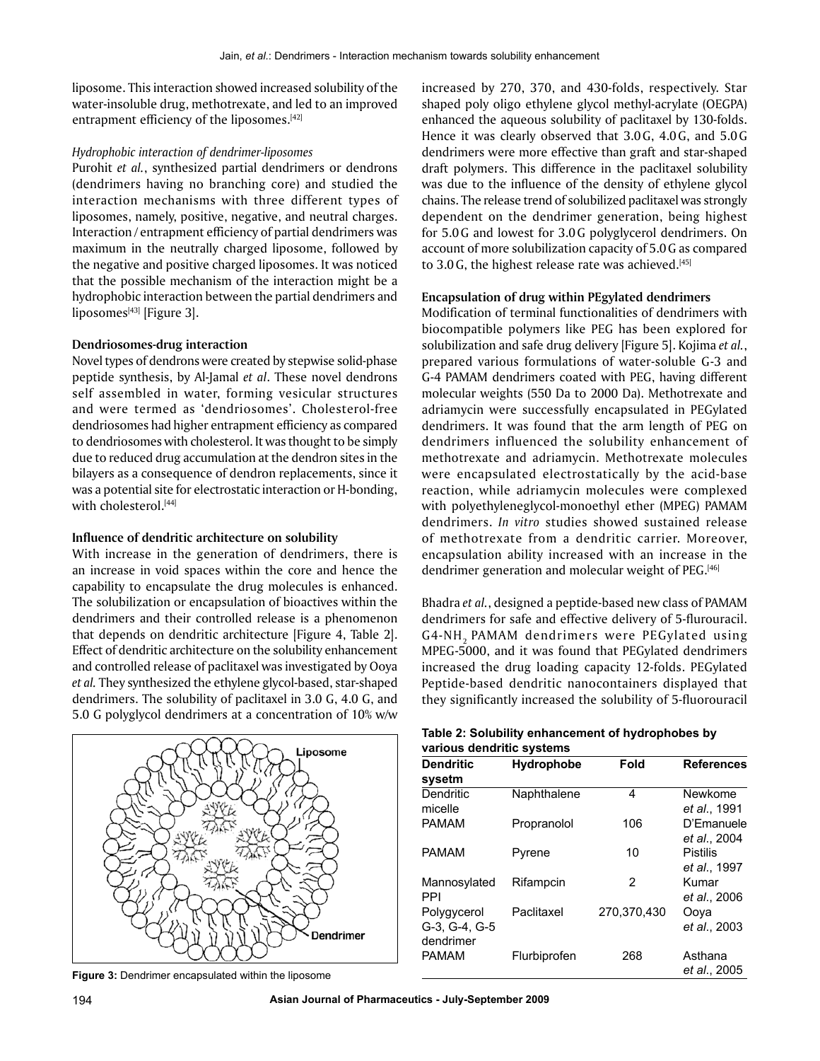liposome. This interaction showed increased solubility of the water-insoluble drug, methotrexate, and led to an improved entrapment efficiency of the liposomes.[42]

*Hydrophobic interaction of dendrimer-liposomes*

Purohit *et al.*, synthesized partial dendrimers or dendrons (dendrimers having no branching core) and studied the interaction mechanisms with three different types of liposomes, namely, positive, negative, and neutral charges. Interaction / entrapment efficiency of partial dendrimers was maximum in the neutrally charged liposome, followed by the negative and positive charged liposomes. It was noticed that the possible mechanism of the interaction might be a hydrophobic interaction between the partial dendrimers and liposomes[43] [Figure 3].

**Dendriosomes-drug interaction**

Novel types of dendrons were created by stepwise solid-phase peptide synthesis, by Al-Jamal *et al*. These novel dendrons self assembled in water, forming vesicular structures and were termed as 'dendriosomes'. Cholesterol-free dendriosomes had higher entrapment efficiency as compared to dendriosomes with cholesterol. It was thought to be simply due to reduced drug accumulation at the dendron sites in the bilayers as a consequence of dendron replacements, since it was a potential site for electrostatic interaction or H-bonding, with cholesterol.[44]

**Influence of dendritic architecture on solubility**

With increase in the generation of dendrimers, there is an increase in void spaces within the core and hence the capability to encapsulate the drug molecules is enhanced. The solubilization or encapsulation of bioactives within the dendrimers and their controlled release is a phenomenon that depends on dendritic architecture [Figure 4, Table 2]. Effect of dendritic architecture on the solubility enhancement and controlled release of paclitaxel was investigated by Ooya *et al.* They synthesized the ethylene glycol-based, star-shaped dendrimers. The solubility of paclitaxel in 3.0 G, 4.0 G, and 5.0 G polyglycol dendrimers at a concentration of 10% w/w increased by 270, 370, and 430-folds, respectively. Star shaped poly oligo ethylene glycol methyl-acrylate (OEGPA) enhanced the aqueous solubility of paclitaxel by 130-folds. Hence it was clearly observed that 3.0 G, 4.0 G, and 5.0 G dendrimers were more effective than graft and star-shaped draft polymers. This difference in the paclitaxel solubility was due to the influence of the density of ethylene glycol chains. The release trend of solubilized paclitaxel was strongly dependent on the dendrimer generation, being highest for 5.0 G and lowest for 3.0 G polyglycerol dendrimers. On account of more solubilization capacity of 5.0 G as compared to 3.0 G, the highest release rate was achieved.[45]

Figure 3: Dendrimer encapsulated within the liposome

**Encapsulation of drug within PEgylated dendrimers**

Modification of terminal functionalities of dendrimers with biocompatible polymers like PEG has been explored for solubilization and safe drug delivery [Figure 5]. Kojima *et al.*, prepared various formulations of water-soluble G-3 and G-4 PAMAM dendrimers coated with PEG, having different molecular weights (550 Da to 2000 Da). Methotrexate and adriamycin were successfully encapsulated in PEGylated dendrimers. It was found that the arm length of PEG on dendrimers influenced the solubility enhancement of methotrexate and adriamycin. Methotrexate molecules were encapsulated electrostatically by the acid-base reaction, while adriamycin molecules were complexed with polyethyleneglycol-monoethyl ether (MPEG) PAMAM dendrimers. *In vitro* studies showed sustained release of methotrexate from a dendritic carrier. Moreover, encapsulation ability increased with an increase in the dendrimer generation and molecular weight of PEG.[46]

Bhadra *et al.*, designed a peptide-based new class of PAMAM dendrimers for safe and effective delivery of 5-flurouracil. G4-$NH_2$ PAMAM dendrimers were PEGylated using MPEG-5000, and it was found that PEGylated dendrimers increased the drug loading capacity 12-folds. PEGylated Peptide-based dendritic nanocontainers displayed that they significantly increased the solubility of 5-fluorouracil

**Table 2: Solubility enhancement of hydrophobes by various dendritic systems**

| Dendritic sysetm | Hydrophobe | Fold | References |
|---|---|---|---|
| Dendritic micelle | Naphthalene | 4 | Newkome *et al.*, 1991 |
| PAMAM | Propranolol | 106 | D'Emanuele *et al.*, 2004 |
| PAMAM | Pyrene | 10 | Pistilis *et al.*, 1997 |
| Mannosylated PPI | Rifampcin | 2 | Kumar *et al.*, 2006 |
| Polygycerol G-3, G-4, G-5 dendrimer | Paclitaxel | 270,370,430 | Ooya *et al.*, 2003 |
| PAMAM | Flurbiprofen | 268 | Asthana *et al.*, 2005 |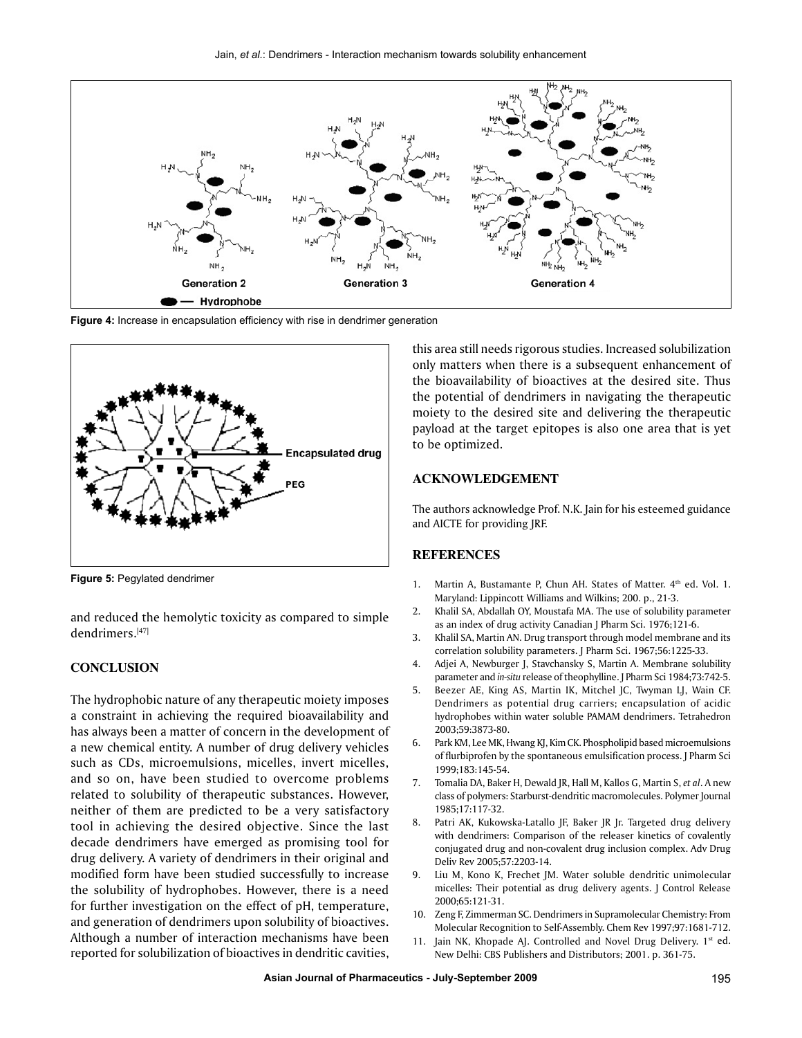Figure 4: Increase in encapsulation efficiency with rise in dendrimer generation

Figure 5: Pegylated dendrimer

and reduced the hemolytic toxicity as compared to simple dendrimers.[47]

## CONCLUSION

The hydrophobic nature of any therapeutic moiety imposes a constraint in achieving the required bioavailability and has always been a matter of concern in the development of a new chemical entity. A number of drug delivery vehicles such as CDs, microemulsions, micelles, invert micelles, and so on, have been studied to overcome problems related to solubility of therapeutic substances. However, neither of them are predicted to be a very satisfactory tool in achieving the desired objective. Since the last decade dendrimers have emerged as promising tool for drug delivery. A variety of dendrimers in their original and modified form have been studied successfully to increase the solubility of hydrophobes. However, there is a need for further investigation on the effect of pH, temperature, and generation of dendrimers upon solubility of bioactives. Although a number of interaction mechanisms have been reported for solubilization of bioactives in dendritic cavities, this area still needs rigorous studies. Increased solubilization only matters when there is a subsequent enhancement of the bioavailability of bioactives at the desired site. Thus the potential of dendrimers in navigating the therapeutic moiety to the desired site and delivering the therapeutic payload at the target epitopes is also one area that is yet to be optimized.

## ACKNOWLEDGEMENT

The authors acknowledge Prof. N.K. Jain for his esteemed guidance and AICTE for providing JRF.

## REFERENCES

1. Martin A, Bustamante P, Chun AH. States of Matter. 4th ed. Vol. 1. Maryland: Lippincott Williams and Wilkins; 200. p., 21-3.
2. Khalil SA, Abdallah OY, Moustafa MA. The use of solubility parameter as an index of drug activity Canadian J Pharm Sci. 1976;121-6.
3. Khalil SA, Martin AN. Drug transport through model membrane and its correlation solubility parameters. J Pharm Sci. 1967;56:1225-33.
4. Adjei A, Newburger J, Stavchansky S, Martin A. Membrane solubility parameter and *in-situ* release of theophylline. J Pharm Sci 1984;73:742-5.
5. Beezer AE, King AS, Martin IK, Mitchel JC, Twyman LJ, Wain CF. Dendrimers as potential drug carriers; encapsulation of acidic hydrophobes within water soluble PAMAM dendrimers. Tetrahedron 2003;59:3873-80.
6. Park KM, Lee MK, Hwang KJ, Kim CK. Phospholipid based microemulsions of flurbiprofen by the spontaneous emulsification process. J Pharm Sci 1999;183:145-54.
7. Tomalia DA, Baker H, Dewald JR, Hall M, Kallos G, Martin S, *et al*. A new class of polymers: Starburst-dendritic macromolecules. Polymer Journal 1985;17:117-32.
8. Patri AK, Kukowska-Latallo JF, Baker JR Jr. Targeted drug delivery with dendrimers: Comparison of the releaser kinetics of covalently conjugated drug and non-covalent drug inclusion complex. Adv Drug Deliv Rev 2005;57:2203-14.
9. Liu M, Kono K, Frechet JM. Water soluble dendritic unimolecular micelles: Their potential as drug delivery agents. J Control Release 2000;65:121-31.
10. Zeng F, Zimmerman SC. Dendrimers in Supramolecular Chemistry: From Molecular Recognition to Self-Assembly. Chem Rev 1997;97:1681-712.
11. Jain NK, Khopade AJ. Controlled and Novel Drug Delivery. 1st ed. New Delhi: CBS Publishers and Distributors; 2001. p. 361-75.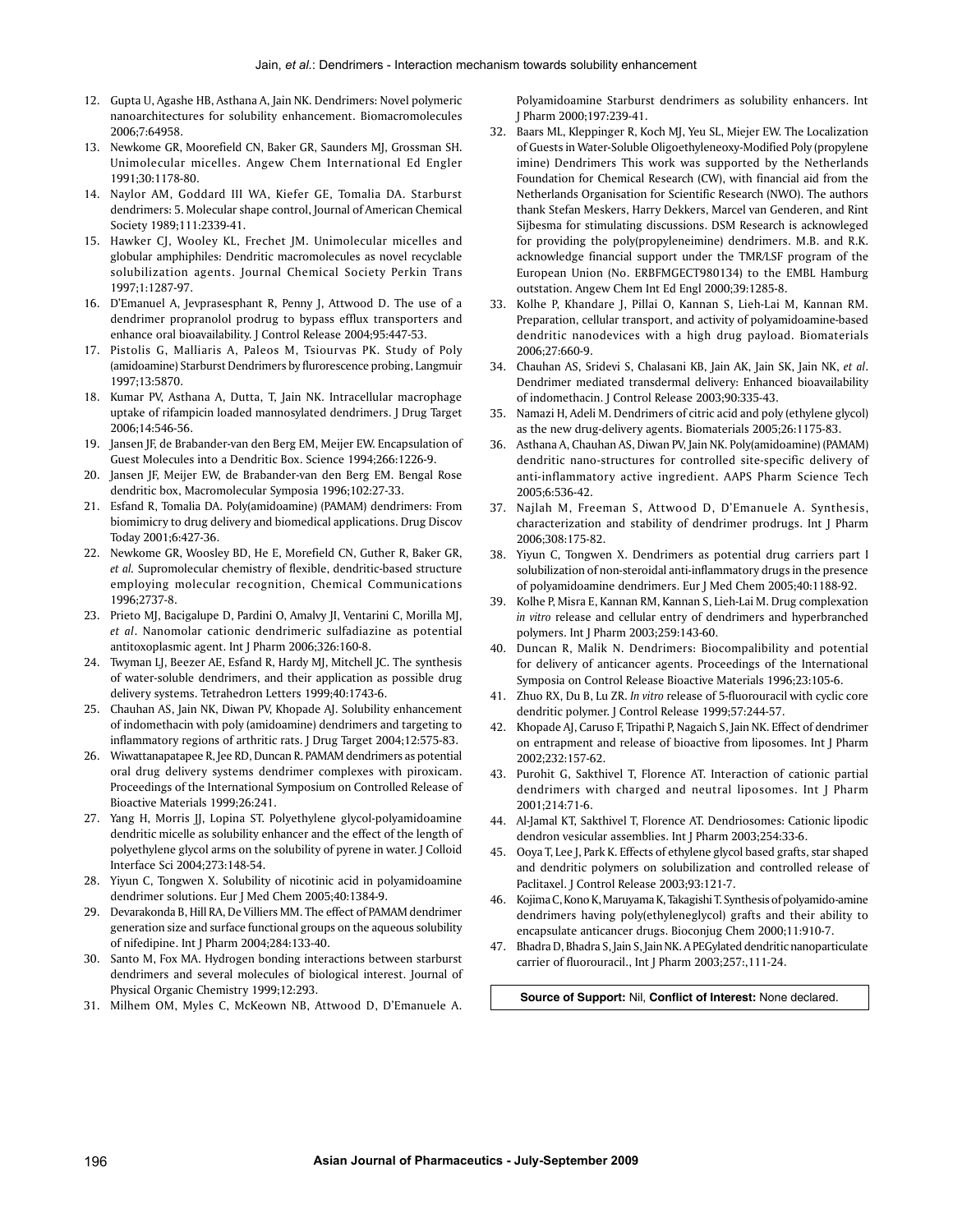12. Gupta U, Agashe HB, Asthana A, Jain NK. Dendrimers: Novel polymeric nanoarchitectures for solubility enhancement. Biomacromolecules 2006;7:64958.
13. Newkome GR, Moorefield CN, Baker GR, Saunders MJ, Grossman SH. Unimolecular micelles. Angew Chem International Ed Engler 1991;30:1178-80.
14. Naylor AM, Goddard III WA, Kiefer GE, Tomalia DA. Starburst dendrimers: 5. Molecular shape control, Journal of American Chemical Society 1989;111:2339-41.
15. Hawker CJ, Wooley KL, Frechet JM. Unimolecular micelles and globular amphiphiles: Dendritic macromolecules as novel recyclable solubilization agents. Journal Chemical Society Perkin Trans 1997;1:1287-97.
16. D'Emanuel A, Jevprasesphant R, Penny J, Attwood D. The use of a dendrimer propranolol prodrug to bypass efflux transporters and enhance oral bioavailability. J Control Release 2004;95:447-53.
17. Pistolis G, Malliaris A, Paleos M, Tsiourvas PK. Study of Poly (amidoamine) Starburst Dendrimers by flurorescence probing, Langmuir 1997;13:5870.
18. Kumar PV, Asthana A, Dutta, T, Jain NK. Intracellular macrophage uptake of rifampicin loaded mannosylated dendrimers. J Drug Target 2006;14:546-56.
19. Jansen JF, de Brabander-van den Berg EM, Meijer EW. Encapsulation of Guest Molecules into a Dendritic Box. Science 1994;266:1226-9.
20. Jansen JF, Meijer EW, de Brabander-van den Berg EM. Bengal Rose dendritic box, Macromolecular Symposia 1996;102:27-33.
21. Esfand R, Tomalia DA. Poly(amidoamine) (PAMAM) dendrimers: From biomimicry to drug delivery and biomedical applications. Drug Discov Today 2001;6:427-36.
22. Newkome GR, Woosley BD, He E, Morefield CN, Guther R, Baker GR, *et al.* Supromolecular chemistry of flexible, dendritic-based structure employing molecular recognition, Chemical Communications 1996;2737-8.
23. Prieto MJ, Bacigalupe D, Pardini O, Amalvy JI, Ventarini C, Morilla MJ, *et al*. Nanomolar cationic dendrimeric sulfadiazine as potential antitoxoplasmic agent. Int J Pharm 2006;326:160-8.
24. Twyman LJ, Beezer AE, Esfand R, Hardy MJ, Mitchell JC. The synthesis of water-soluble dendrimers, and their application as possible drug delivery systems. Tetrahedron Letters 1999;40:1743-6.
25. Chauhan AS, Jain NK, Diwan PV, Khopade AJ. Solubility enhancement of indomethacin with poly (amidoamine) dendrimers and targeting to inflammatory regions of arthritic rats. J Drug Target 2004;12:575-83.
26. Wiwattanapatapee R, Jee RD, Duncan R. PAMAM dendrimers as potential oral drug delivery systems dendrimer complexes with piroxicam. Proceedings of the International Symposium on Controlled Release of Bioactive Materials 1999;26:241.
27. Yang H, Morris JJ, Lopina ST. Polyethylene glycol-polyamidoamine dendritic micelle as solubility enhancer and the effect of the length of polyethylene glycol arms on the solubility of pyrene in water. J Colloid Interface Sci 2004;273:148-54.
28. Yiyun C, Tongwen X. Solubility of nicotinic acid in polyamidoamine dendrimer solutions. Eur J Med Chem 2005;40:1384-9.
29. Devarakonda B, Hill RA, De Villiers MM. The effect of PAMAM dendrimer generation size and surface functional groups on the aqueous solubility of nifedipine. Int J Pharm 2004;284:133-40.
30. Santo M, Fox MA. Hydrogen bonding interactions between starburst dendrimers and several molecules of biological interest. Journal of Physical Organic Chemistry 1999;12:293.
31. Milhem OM, Myles C, McKeown NB, Attwood D, D'Emanuele A. Polyamidoamine Starburst dendrimers as solubility enhancers. Int J Pharm 2000;197:239-41.
32. Baars ML, Kleppinger R, Koch MJ, Yeu SL, Miejer EW. The Localization of Guests in Water-Soluble Oligoethyleneoxy-Modified Poly (propylene imine) Dendrimers This work was supported by the Netherlands Foundation for Chemical Research (CW), with financial aid from the Netherlands Organisation for Scientific Research (NWO). The authors thank Stefan Meskers, Harry Dekkers, Marcel van Genderen, and Rint Sijbesma for stimulating discussions. DSM Research is acknowleged for providing the poly(propyleneimine) dendrimers. M.B. and R.K. acknowledge financial support under the TMR/LSF program of the European Union (No. ERBFMGECT980134) to the EMBL Hamburg outstation. Angew Chem Int Ed Engl 2000;39:1285-8.
33. Kolhe P, Khandare J, Pillai O, Kannan S, Lieh-Lai M, Kannan RM. Preparation, cellular transport, and activity of polyamidoamine-based dendritic nanodevices with a high drug payload. Biomaterials 2006;27:660-9.
34. Chauhan AS, Sridevi S, Chalasani KB, Jain AK, Jain SK, Jain NK, *et al*. Dendrimer mediated transdermal delivery: Enhanced bioavailability of indomethacin. J Control Release 2003;90:335-43.
35. Namazi H, Adeli M. Dendrimers of citric acid and poly (ethylene glycol) as the new drug-delivery agents. Biomaterials 2005;26:1175-83.
36. Asthana A, Chauhan AS, Diwan PV, Jain NK. Poly(amidoamine) (PAMAM) dendritic nano-structures for controlled site-specific delivery of anti-inflammatory active ingredient. AAPS Pharm Science Tech 2005;6:536-42.
37. Najlah M, Freeman S, Attwood D, D'Emanuele A. Synthesis, characterization and stability of dendrimer prodrugs. Int J Pharm 2006;308:175-82.
38. Yiyun C, Tongwen X. Dendrimers as potential drug carriers part I solubilization of non-steroidal anti-inflammatory drugs in the presence of polyamidoamine dendrimers. Eur J Med Chem 2005;40:1188-92.
39. Kolhe P, Misra E, Kannan RM, Kannan S, Lieh-Lai M. Drug complexation *in vitro* release and cellular entry of dendrimers and hyperbranched polymers. Int J Pharm 2003;259:143-60.
40. Duncan R, Malik N. Dendrimers: Biocompalibility and potential for delivery of anticancer agents. Proceedings of the International Symposia on Control Release Bioactive Materials 1996;23:105-6.
41. Zhuo RX, Du B, Lu ZR. *In vitro* release of 5-fluorouracil with cyclic core dendritic polymer. J Control Release 1999;57:244-57.
42. Khopade AJ, Caruso F, Tripathi P, Nagaich S, Jain NK. Effect of dendrimer on entrapment and release of bioactive from liposomes. Int J Pharm 2002;232:157-62.
43. Purohit G, Sakthivel T, Florence AT. Interaction of cationic partial dendrimers with charged and neutral liposomes. Int J Pharm 2001;214:71-6.
44. Al-Jamal KT, Sakthivel T, Florence AT. Dendriosomes: Cationic lipodic dendron vesicular assemblies. Int J Pharm 2003;254:33-6.
45. Ooya T, Lee J, Park K. Effects of ethylene glycol based grafts, star shaped and dendritic polymers on solubilization and controlled release of Paclitaxel. J Control Release 2003;93:121-7.
46. Kojima C, Kono K, Maruyama K, Takagishi T. Synthesis of polyamido-amine dendrimers having poly(ethyleneglycol) grafts and their ability to encapsulate anticancer drugs. Bioconjug Chem 2000;11:910-7.
47. Bhadra D, Bhadra S, Jain S, Jain NK. A PEGylated dendritic nanoparticulate carrier of fluorouracil., Int J Pharm 2003;257:,111-24.

**Source of Support:** Nil, **Conflict of Interest:** None declared.